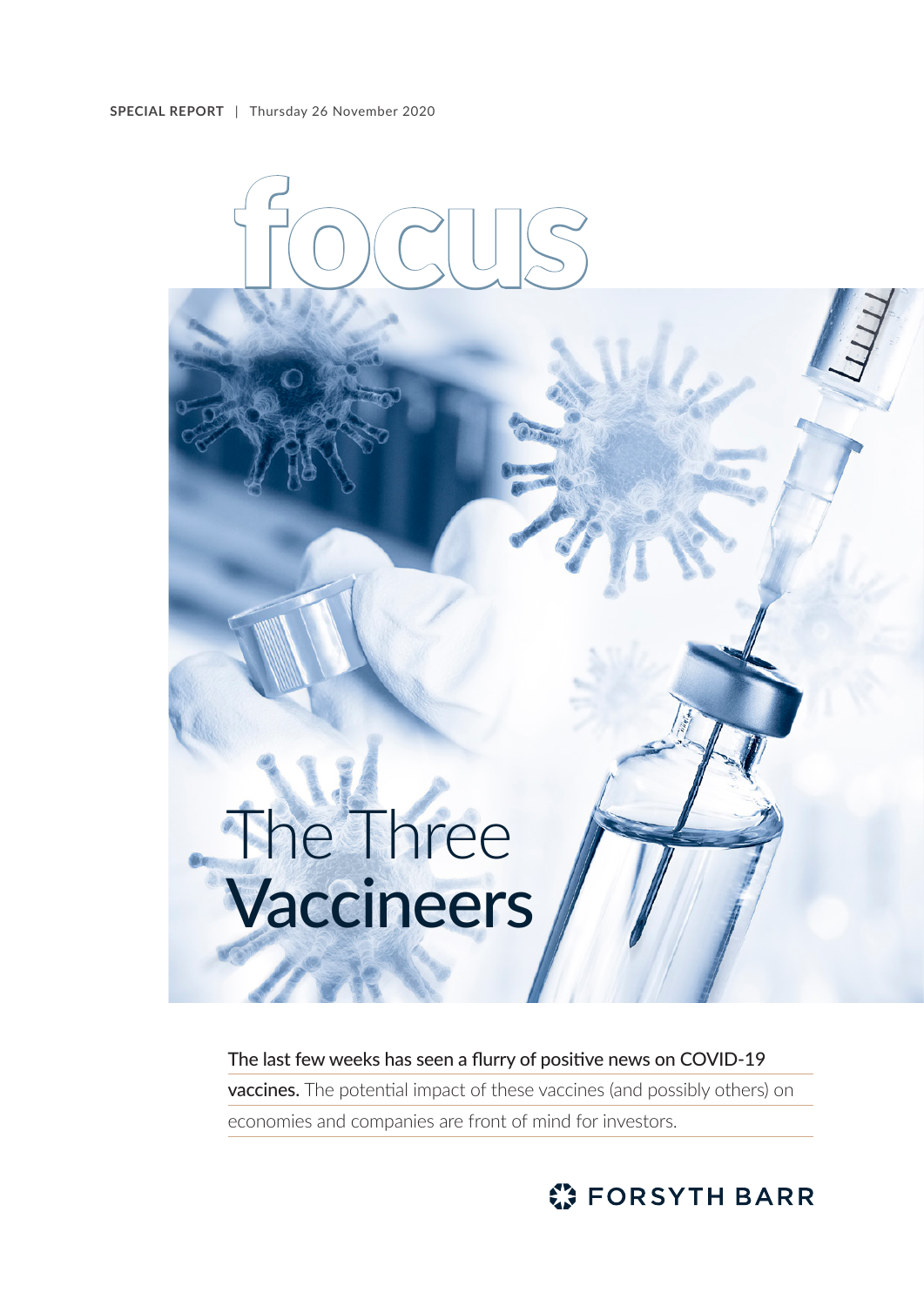**SPECIAL REPORT** | Thursday 26 November 2020

# focus

# The Three Vaccineers

**The last few weeks has seen a flurry of positive news on COVID-19 vaccines.** The potential impact of these vaccines (and possibly others) on economies and companies are front of mind for investors.

FORSYTH BARR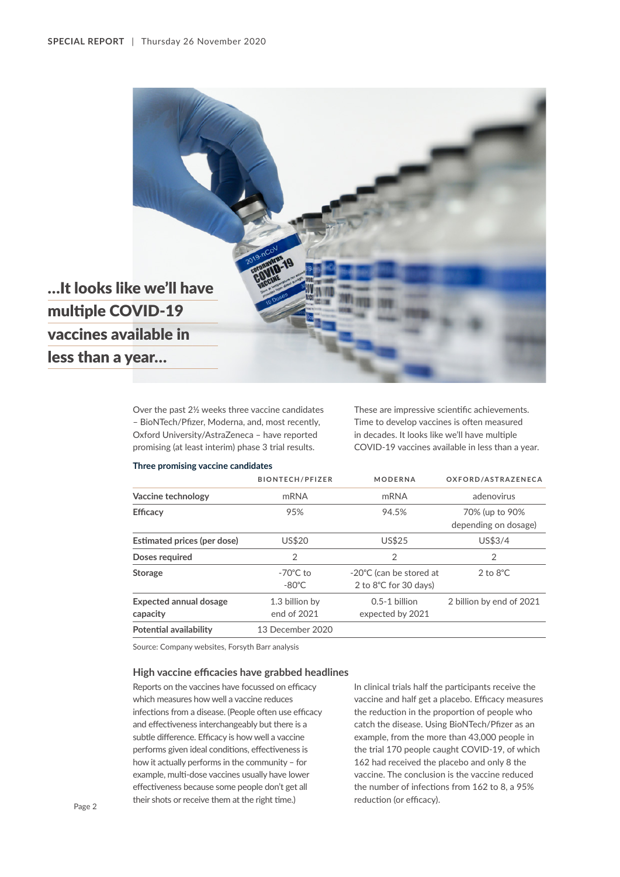**...It looks like we'll have multiple COVID-19 vaccines available in less than a year...**

Over the past 2½ weeks three vaccine candidates – BioNTech/Pfizer, Moderna, and, most recently, Oxford University/AstraZeneca – have reported promising (at least interim) phase 3 trial results.

These are impressive scientific achievements. Time to develop vaccines is often measured in decades. It looks like we'll have multiple COVID-19 vaccines available in less than a year.

**Three promising vaccine candidates**

| | BIONTECH/PFIZER | MODERNA | OXFORD/ASTRAZENECA |
|---|---|---|---|
| **Vaccine technology** | mRNA | mRNA | adenovirus |
| **Efficacy** | 95% | 94.5% | 70% (up to 90% depending on dosage) |
| **Estimated prices (per dose)** | US$20 | US$25 | US$3/4 |
| **Doses required** | 2 | 2 | 2 |
| **Storage** | -70°C to -80°C | -20°C (can be stored at 2 to 8°C for 30 days) | 2 to 8°C |
| **Expected annual dosage capacity** | 1.3 billion by end of 2021 | 0.5-1 billion expected by 2021 | 2 billion by end of 2021 |
| **Potential availability** | 13 December 2020 | | |

Source: Company websites, Forsyth Barr analysis

## High vaccine efficacies have grabbed headlines

Reports on the vaccines have focussed on efficacy which measures how well a vaccine reduces infections from a disease. (People often use efficacy and effectiveness interchangeably but there is a subtle difference. Efficacy is how well a vaccine performs given ideal conditions, effectiveness is how it actually performs in the community – for example, multi-dose vaccines usually have lower effectiveness because some people don't get all their shots or receive them at the right time.)

In clinical trials half the participants receive the vaccine and half get a placebo. Efficacy measures the reduction in the proportion of people who catch the disease. Using BioNTech/Pfizer as an example, from the more than 43,000 people in the trial 170 people caught COVID-19, of which 162 had received the placebo and only 8 the vaccine. The conclusion is the vaccine reduced the number of infections from 162 to 8, a 95% reduction (or efficacy).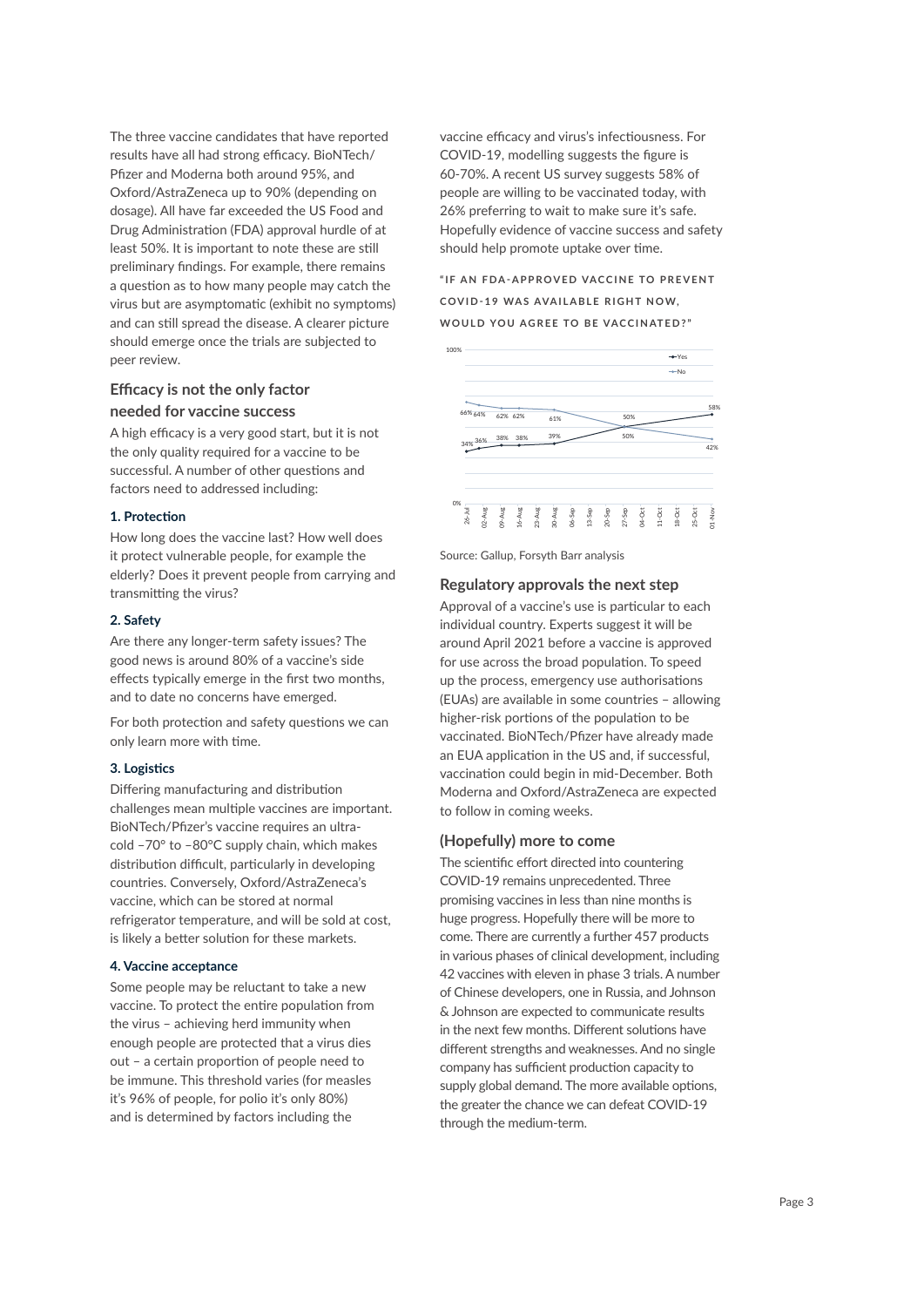The three vaccine candidates that have reported results have all had strong efficacy. BioNTech/Pfizer and Moderna both around 95%, and Oxford/AstraZeneca up to 90% (depending on dosage). All have far exceeded the US Food and Drug Administration (FDA) approval hurdle of at least 50%. It is important to note these are still preliminary findings. For example, there remains a question as to how many people may catch the virus but are asymptomatic (exhibit no symptoms) and can still spread the disease. A clearer picture should emerge once the trials are subjected to peer review.

## Efficacy is not the only factor needed for vaccine success

A high efficacy is a very good start, but it is not the only quality required for a vaccine to be successful. A number of other questions and factors need to addressed including:

**1. Protection**

How long does the vaccine last? How well does it protect vulnerable people, for example the elderly? Does it prevent people from carrying and transmitting the virus?

**2. Safety**

Are there any longer-term safety issues? The good news is around 80% of a vaccine's side effects typically emerge in the first two months, and to date no concerns have emerged.

For both protection and safety questions we can only learn more with time.

**3. Logistics**

Differing manufacturing and distribution challenges mean multiple vaccines are important. BioNTech/Pfizer's vaccine requires an ultra-cold –70° to –80°C supply chain, which makes distribution difficult, particularly in developing countries. Conversely, Oxford/AstraZeneca's vaccine, which can be stored at normal refrigerator temperature, and will be sold at cost, is likely a better solution for these markets.

**4. Vaccine acceptance**

Some people may be reluctant to take a new vaccine. To protect the entire population from the virus – achieving herd immunity when enough people are protected that a virus dies out – a certain proportion of people need to be immune. This threshold varies (for measles it's 96% of people, for polio it's only 80%) and is determined by factors including the vaccine efficacy and virus's infectiousness. For COVID-19, modelling suggests the figure is 60-70%. A recent US survey suggests 58% of people are willing to be vaccinated today, with 26% preferring to wait to make sure it's safe. Hopefully evidence of vaccine success and safety should help promote uptake over time.

**"IF AN FDA-APPROVED VACCINE TO PREVENT COVID-19 WAS AVAILABLE RIGHT NOW, WOULD YOU AGREE TO BE VACCINATED?"**

| Date | Yes | No |
|---|---|---|
| 26-Jul | 34% | 66% |
| 02-Aug | 36% | 64% |
| 16-Aug | 38% | 62% |
| 23-Aug | 38% | 62% |
| 30-Aug | 39% | 61% |
| 27-Sep | 50% | 50% |
| 01-Nov | 58% | 42% |

Source: Gallup, Forsyth Barr analysis

## Regulatory approvals the next step

Approval of a vaccine's use is particular to each individual country. Experts suggest it will be around April 2021 before a vaccine is approved for use across the broad population. To speed up the process, emergency use authorisations (EUAs) are available in some countries – allowing higher-risk portions of the population to be vaccinated. BioNTech/Pfizer have already made an EUA application in the US and, if successful, vaccination could begin in mid-December. Both Moderna and Oxford/AstraZeneca are expected to follow in coming weeks.

## (Hopefully) more to come

The scientific effort directed into countering COVID-19 remains unprecedented. Three promising vaccines in less than nine months is huge progress. Hopefully there will be more to come. There are currently a further 457 products in various phases of clinical development, including 42 vaccines with eleven in phase 3 trials. A number of Chinese developers, one in Russia, and Johnson & Johnson are expected to communicate results in the next few months. Different solutions have different strengths and weaknesses. And no single company has sufficient production capacity to supply global demand. The more available options, the greater the chance we can defeat COVID-19 through the medium-term.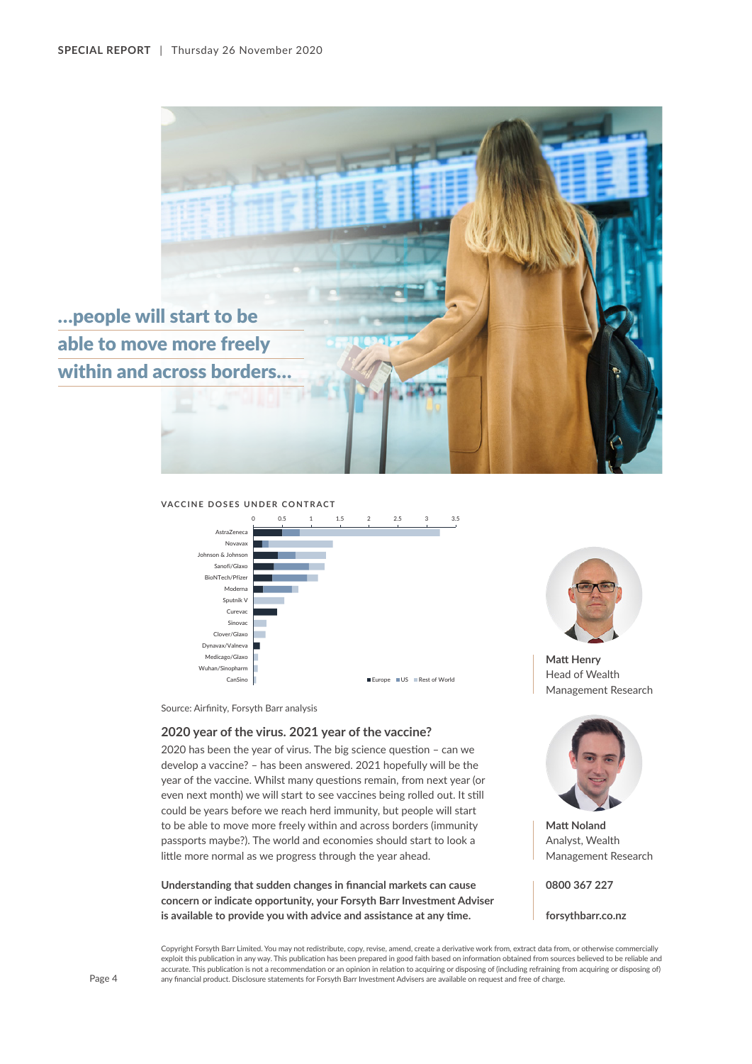...people will start to be able to move more freely within and across borders...

VACCINE DOSES UNDER CONTRACT

0
0.5
1
1.5
2
2.5
3
3.5

AstraZeneca
Novavax
Johnson & Johnson
Sanofi/Glaxo
BioNTech/Pfizer
Moderna
Sputnik V
Curevac
Sinovac
Clover/Glaxo
Dynavax/Valneva
Medicago/Glaxo
Wuhan/Sinopharm
CanSino

Europe
US
Rest of World

Source: Airfinity, Forsyth Barr analysis

## 2020 year of the virus. 2021 year of the vaccine?

2020 has been the year of virus. The big science question – can we develop a vaccine? – has been answered. 2021 hopefully will be the year of the vaccine. Whilst many questions remain, from next year (or even next month) we will start to see vaccines being rolled out. It still could be years before we reach herd immunity, but people will start to be able to move more freely within and across borders (immunity passports maybe?). The world and economies should start to look a little more normal as we progress through the year ahead.

**Understanding that sudden changes in financial markets can cause concern or indicate opportunity, your Forsyth Barr Investment Adviser is available to provide you with advice and assistance at any time.**

**Matt Henry**
Head of Wealth Management Research

**Matt Noland**
Analyst, Wealth Management Research

**0800 367 227**

**forsythbarr.co.nz**

Copyright Forsyth Barr Limited. You may not redistribute, copy, revise, amend, create a derivative work from, extract data from, or otherwise commercially exploit this publication in any way. This publication has been prepared in good faith based on information obtained from sources believed to be reliable and accurate. This publication is not a recommendation or an opinion in relation to acquiring or disposing of (including refraining from acquiring or disposing of) any financial product. Disclosure statements for Forsyth Barr Investment Advisers are available on request and free of charge.